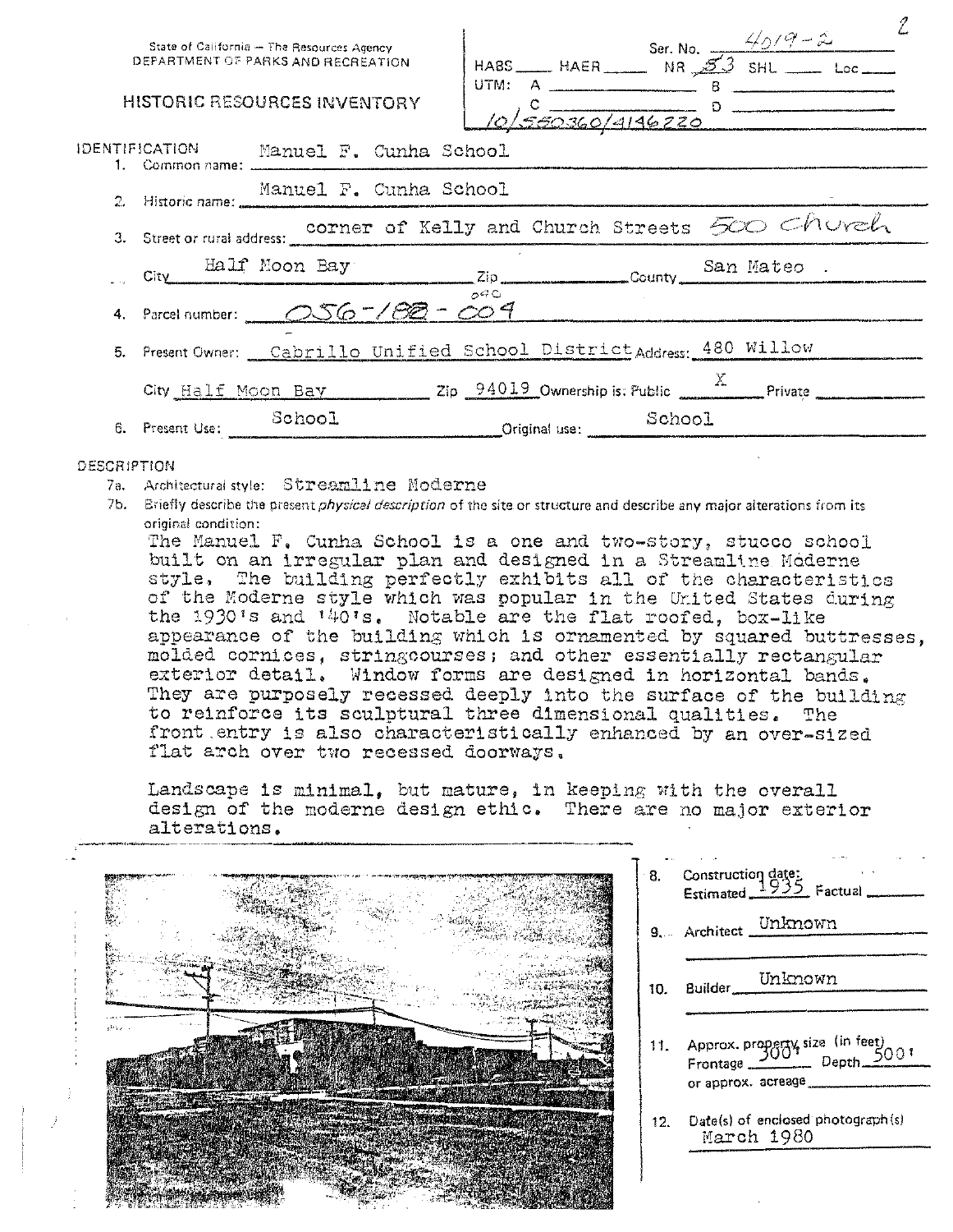State of California — The Resources Agency
DEPARTMENT OF PARKS AND RECREATION

# HISTORIC RESOURCES INVENTORY

Ser. No. 4019-2

HABS ____ HAER ____ NR 53 SHL ____ Loc ____

UTM: A ____ B ____
C ____ D ____

10/550360/4146220

## IDENTIFICATION

1. Common name: Manuel F. Cunha School
2. Historic name: Manuel F. Cunha School
3. Street or rural address: corner of Kelly and Church Streets 500 Church

   City Half Moon Bay Zip ____ County San Mateo
4. Parcel number: 056-188-009 (040)
5. Present Owner: Cabrillo Unified School District Address: 480 Willow

   City Half Moon Bay Zip 94019 Ownership is: Public X Private ____
6. Present Use: School Original use: School

## DESCRIPTION

7a. Architectural style: Streamline Moderne

7b. Briefly describe the present *physical description* of the site or structure and describe any major alterations from its original condition:

The Manuel F. Cunha School is a one and two-story, stucco school built on an irregular plan and designed in a Streamline Moderne style. The building perfectly exhibits all of the characteristics of the Moderne style which was popular in the United States during the 1930's and '40's. Notable are the flat roofed, box-like appearance of the building which is ornamented by squared buttresses, molded cornices, stringcourses; and other essentially rectangular exterior detail. Window forms are designed in horizontal bands. They are purposely recessed deeply into the surface of the building to reinforce its sculptural three dimensional qualities. The front entry is also characteristically enhanced by an over-sized flat arch over two recessed doorways.

Landscape is minimal, but mature, in keeping with the overall design of the moderne design ethic. There are no major exterior alterations.

8. Construction date: Estimated 1935 Factual ____
9. Architect Unknown
10. Builder Unknown
11. Approx. property size (in feet) Frontage 300' Depth 500' or approx. acreage ____
12. Date(s) of enclosed photograph(s) March 1980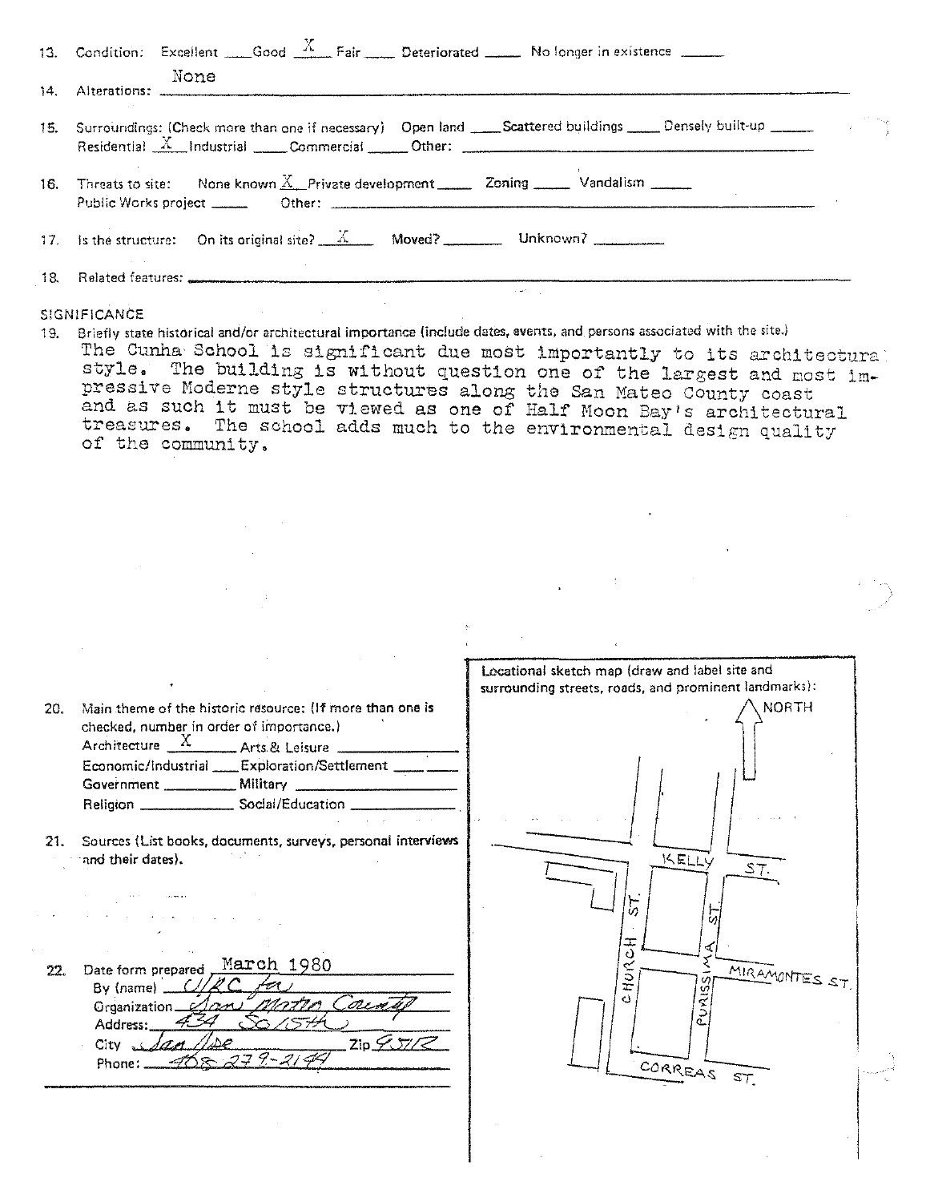13. Condition: Excellent ___ Good _X_ Fair ___ Deteriorated ___ No longer in existence ___

14. Alterations: None

15. Surroundings: (Check more than one if necessary) Open land ___ Scattered buildings ___ Densely built-up ___
Residential _X_ Industrial ___ Commercial ___ Other: ___

16. Threats to site: None known _X_ Private development ___ Zoning ___ Vandalism ___
Public Works project ___ Other: ___

17. Is the structure: On its original site? _X_ Moved? ___ Unknown? ___

18. Related features: ___

## SIGNIFICANCE

19. Briefly state historical and/or architectural importance (include dates, events, and persons associated with the site.)

The Cunha School is significant due most importantly to its architectural style. The building is without question one of the largest and most impressive Moderne style structures along the San Mateo County coast and as such it must be viewed as one of Half Moon Bay's architectural treasures. The school adds much to the environmental design quality of the community.

20. Main theme of the historic resource: (If more than one is checked, number in order of importance.)
Architecture _X_ Arts & Leisure ___
Economic/Industrial ___ Exploration/Settlement ___
Government ___ Military ___
Religion ___ Social/Education ___

21. Sources (List books, documents, surveys, personal interviews and their dates).

22. Date form prepared March 1980
By (name) URC for
Organization San Mateo County
Address: 434 So 15th
City San Jose Zip 95112
Phone: 408 279-2144

Locational sketch map (draw and label site and surrounding streets, roads, and prominent landmarks):

NORTH

KELLY ST.
CHURCH ST.
PURISSIMA ST.
MIRAMONTES ST.
CORREAS ST.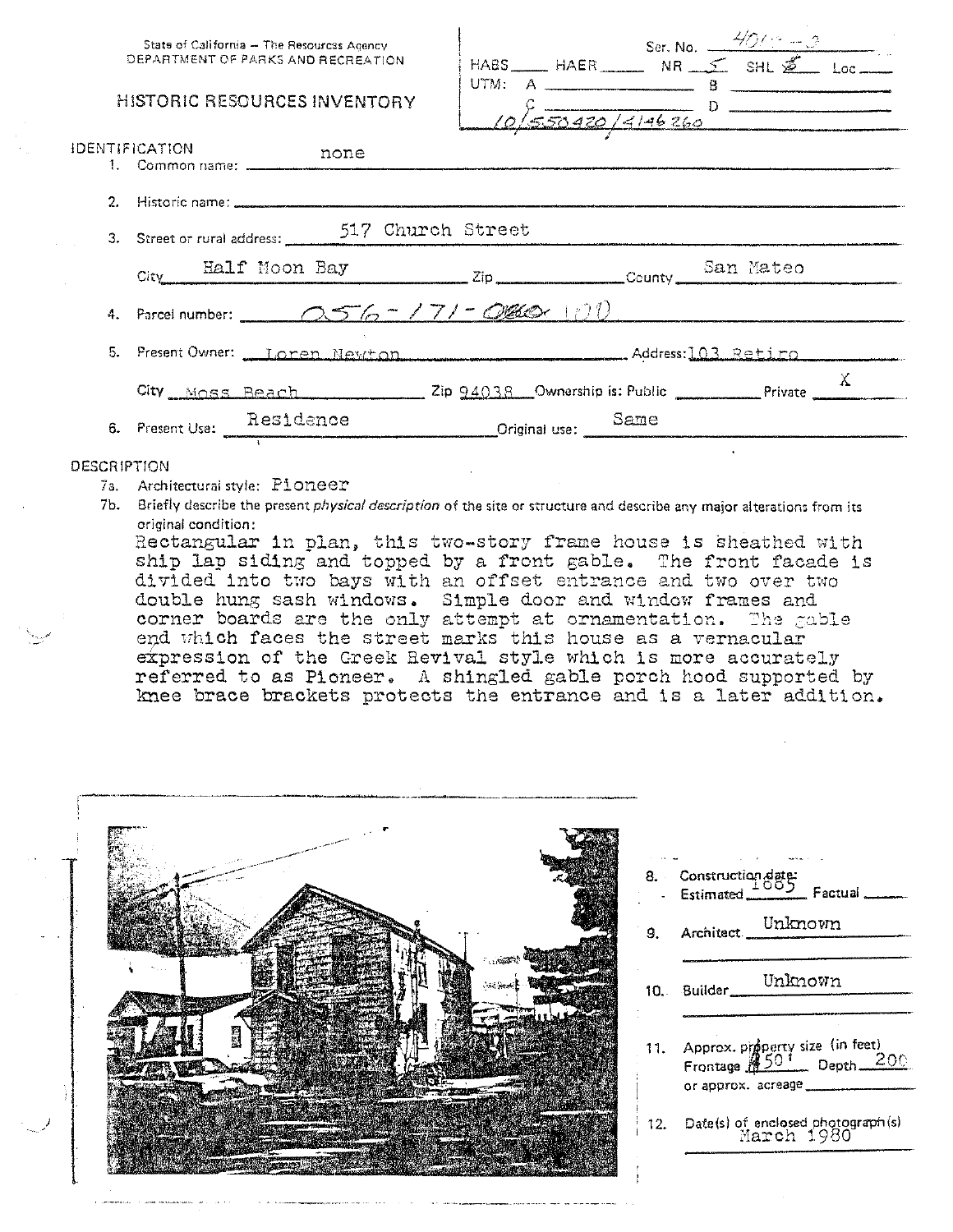State of California — The Resources Agency
DEPARTMENT OF PARKS AND RECREATION

# HISTORIC RESOURCES INVENTORY

Ser. No. 4011-3
HABS ____ HAER ____ NR 5 SHL ____ Loc ____
UTM: A ____ B ____
C 10/550420/4146260 D ____

## IDENTIFICATION

1. Common name: none
2. Historic name:
3. Street or rural address: 517 Church Street
   City Half Moon Bay Zip ____ County San Mateo
4. Parcel number: 056-171-080 (10)
5. Present Owner: Loren Newton Address: 103 Retiro
   City Moss Beach Zip 94038 Ownership is: Public ____ Private X
6. Present Use: Residence Original use: Same

## DESCRIPTION

7a. Architectural style: Pioneer

7b. Briefly describe the present *physical description* of the site or structure and describe any major alterations from its original condition:

Rectangular in plan, this two-story frame house is sheathed with ship lap siding and topped by a front gable. The front facade is divided into two bays with an offset entrance and two over two double hung sash windows. Simple door and window frames and corner boards are the only attempt at ornamentation. The gable end which faces the street marks this house as a vernacular expression of the Greek Revival style which is more accurately referred to as Pioneer. A shingled gable porch hood supported by knee brace brackets protects the entrance and is a later addition.

8. Construction date: Estimated 1885 Factual ____
9. Architect Unknown
10. Builder Unknown
11. Approx. property size (in feet) Frontage 150' Depth 200 or approx. acreage ____
12. Date(s) of enclosed photograph(s) March 1980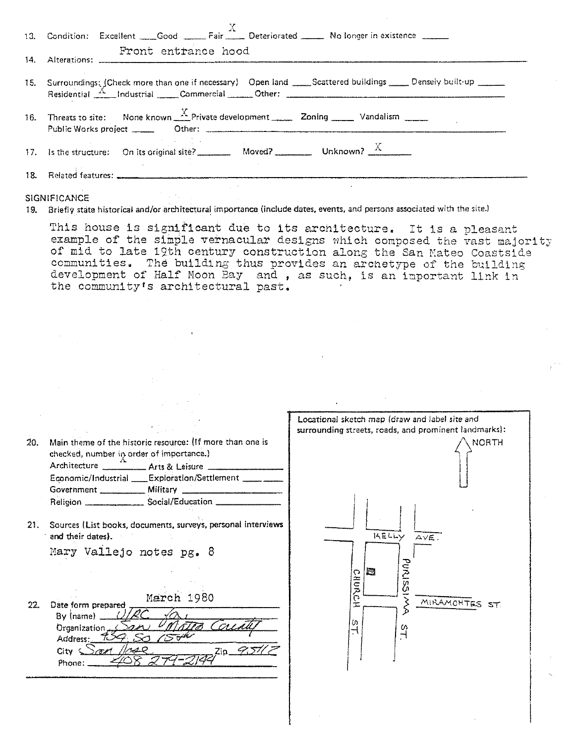13. Condition: Excellent ____ Good ____ Fair X Deteriorated ____ No longer in existence ____

14. Alterations: Front entrance hood

15. Surroundings: (Check more than one if necessary) Open land ____ Scattered buildings ____ Densely built-up ____
Residential X Industrial ____ Commercial ____ Other: ____

16. Threats to site: None known X Private development ____ Zoning ____ Vandalism ____
Public Works project ____ Other: ____

17. Is the structure: On its original site? ____ Moved? ____ Unknown? X

18. Related features: ____

SIGNIFICANCE

19. Briefly state historical and/or architectural importance (include dates, events, and persons associated with the site.)

This house is significant due to its architecture. It is a pleasant example of the simple vernacular designs which composed the vast majority of mid to late 19th century construction along the San Mateo Coastside communities. The building thus provides an archetype of the building development of Half Moon Bay and , as such, is an important link in the community's architectural past.

20. Main theme of the historic resource: (If more than one is checked, number in order of importance.)
Architecture X Arts & Leisure ____
Economic/Industrial ____ Exploration/Settlement ____
Government ____ Military ____
Religion ____ Social/Education ____

21. Sources (List books, documents, surveys, personal interviews and their dates).

Mary Vallejo notes pg. 8

22. Date form prepared March 1980
By (name) UTRC for
Organization San Mateo County
Address: 434 So 15th
City San Jose Zip 95112
Phone: 408 279-2144

Locational sketch map (draw and label site and surrounding streets, roads, and prominent landmarks):

NORTH

KELLY AVE.

CHURCH ST.

PURISSIMA ST.

MIRAMONTES ST.